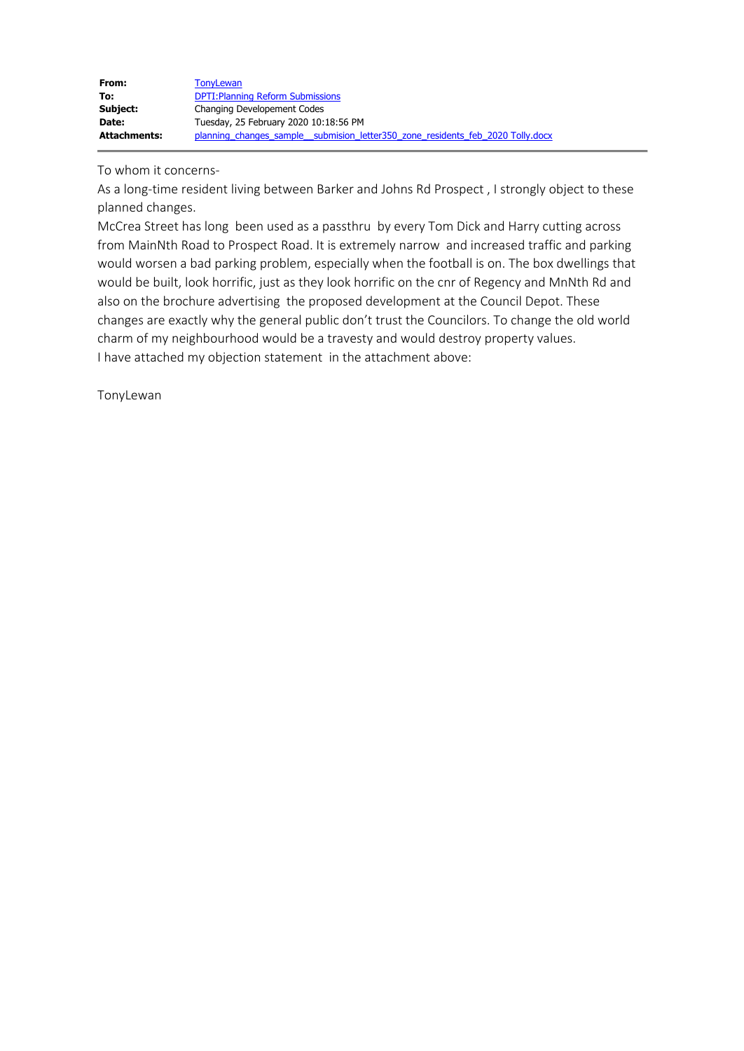| | |
|---|---|
| **From:** | TonyLewan |
| **To:** | DPTI:Planning Reform Submissions |
| **Subject:** | Changing Developement Codes |
| **Date:** | Tuesday, 25 February 2020 10:18:56 PM |
| **Attachments:** | planning_changes_sample__submision_letter350_zone_residents_feb_2020 Tolly.docx |

To whom it concerns-

As a long-time resident living between Barker and Johns Rd Prospect , I strongly object to these planned changes.

McCrea Street has long been used as a passthru by every Tom Dick and Harry cutting across from MainNth Road to Prospect Road. It is extremely narrow and increased traffic and parking would worsen a bad parking problem, especially when the football is on. The box dwellings that would be built, look horrific, just as they look horrific on the cnr of Regency and MnNth Rd and also on the brochure advertising the proposed development at the Council Depot. These changes are exactly why the general public don't trust the Councilors. To change the old world charm of my neighbourhood would be a travesty and would destroy property values.

I have attached my objection statement in the attachment above:

TonyLewan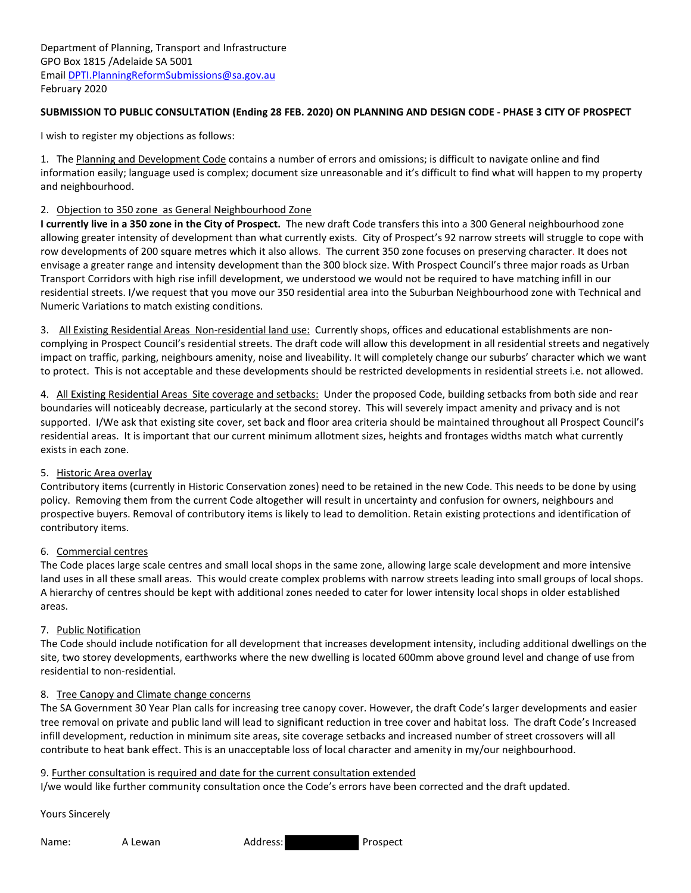Department of Planning, Transport and Infrastructure
GPO Box 1815 /Adelaide SA 5001
Email DPTI.PlanningReformSubmissions@sa.gov.au
February 2020

**SUBMISSION TO PUBLIC CONSULTATION (Ending 28 FEB. 2020) ON PLANNING AND DESIGN CODE - PHASE 3 CITY OF PROSPECT**

I wish to register my objections as follows:

1. The Planning and Development Code contains a number of errors and omissions; is difficult to navigate online and find information easily; language used is complex; document size unreasonable and it's difficult to find what will happen to my property and neighbourhood.

2. Objection to 350 zone as General Neighbourhood Zone

**I currently live in a 350 zone in the City of Prospect.** The new draft Code transfers this into a 300 General neighbourhood zone allowing greater intensity of development than what currently exists. City of Prospect's 92 narrow streets will struggle to cope with row developments of 200 square metres which it also allows. The current 350 zone focuses on preserving character. It does not envisage a greater range and intensity development than the 300 block size. With Prospect Council's three major roads as Urban Transport Corridors with high rise infill development, we understood we would not be required to have matching infill in our residential streets. I/we request that you move our 350 residential area into the Suburban Neighbourhood zone with Technical and Numeric Variations to match existing conditions.

3. All Existing Residential Areas Non-residential land use: Currently shops, offices and educational establishments are non-complying in Prospect Council's residential streets. The draft code will allow this development in all residential streets and negatively impact on traffic, parking, neighbours amenity, noise and liveability. It will completely change our suburbs' character which we want to protect. This is not acceptable and these developments should be restricted developments in residential streets i.e. not allowed.

4. All Existing Residential Areas Site coverage and setbacks: Under the proposed Code, building setbacks from both side and rear boundaries will noticeably decrease, particularly at the second storey. This will severely impact amenity and privacy and is not supported. I/We ask that existing site cover, set back and floor area criteria should be maintained throughout all Prospect Council's residential areas. It is important that our current minimum allotment sizes, heights and frontages widths match what currently exists in each zone.

5. Historic Area overlay

Contributory items (currently in Historic Conservation zones) need to be retained in the new Code. This needs to be done by using policy. Removing them from the current Code altogether will result in uncertainty and confusion for owners, neighbours and prospective buyers. Removal of contributory items is likely to lead to demolition. Retain existing protections and identification of contributory items.

6. Commercial centres

The Code places large scale centres and small local shops in the same zone, allowing large scale development and more intensive land uses in all these small areas. This would create complex problems with narrow streets leading into small groups of local shops. A hierarchy of centres should be kept with additional zones needed to cater for lower intensity local shops in older established areas.

7. Public Notification

The Code should include notification for all development that increases development intensity, including additional dwellings on the site, two storey developments, earthworks where the new dwelling is located 600mm above ground level and change of use from residential to non-residential.

8. Tree Canopy and Climate change concerns

The SA Government 30 Year Plan calls for increasing tree canopy cover. However, the draft Code's larger developments and easier tree removal on private and public land will lead to significant reduction in tree cover and habitat loss. The draft Code's Increased infill development, reduction in minimum site areas, site coverage setbacks and increased number of street crossovers will all contribute to heat bank effect. This is an unacceptable loss of local character and amenity in my/our neighbourhood.

9. Further consultation is required and date for the current consultation extended

I/we would like further community consultation once the Code's errors have been corrected and the draft updated.

Yours Sincerely

Name: A Lewan Address: [redacted] Prospect